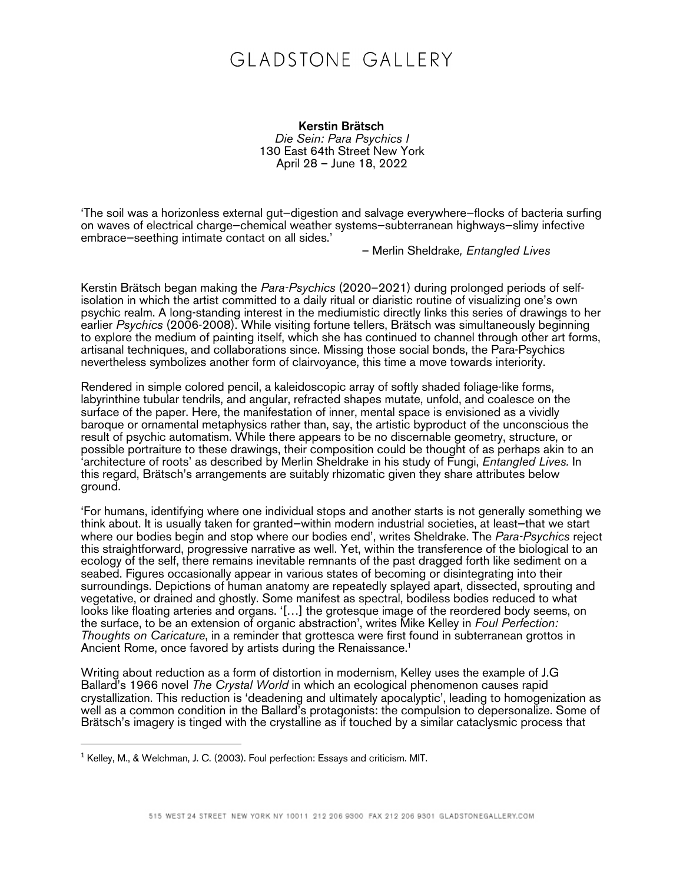# GLADSTONE GALLERY

**Kerstin Brätsch**
*Die Sein: Para Psychics I*
130 East 64th Street New York
April 28 – June 18, 2022

'The soil was a horizonless external gut—digestion and salvage everywhere—flocks of bacteria surfing on waves of electrical charge—chemical weather systems—subterranean highways—slimy infective embrace—seething intimate contact on all sides.'

– Merlin Sheldrake*, Entangled Lives*

Kerstin Brätsch began making the *Para-Psychics* (2020–2021) during prolonged periods of self-isolation in which the artist committed to a daily ritual or diaristic routine of visualizing one's own psychic realm. A long-standing interest in the mediumistic directly links this series of drawings to her earlier *Psychics* (2006-2008). While visiting fortune tellers, Brätsch was simultaneously beginning to explore the medium of painting itself, which she has continued to channel through other art forms, artisanal techniques, and collaborations since. Missing those social bonds, the Para-Psychics nevertheless symbolizes another form of clairvoyance, this time a move towards interiority.

Rendered in simple colored pencil, a kaleidoscopic array of softly shaded foliage-like forms, labyrinthine tubular tendrils, and angular, refracted shapes mutate, unfold, and coalesce on the surface of the paper. Here, the manifestation of inner, mental space is envisioned as a vividly baroque or ornamental metaphysics rather than, say, the artistic byproduct of the unconscious the result of psychic automatism. While there appears to be no discernable geometry, structure, or possible portraiture to these drawings, their composition could be thought of as perhaps akin to an 'architecture of roots' as described by Merlin Sheldrake in his study of Fungi, *Entangled Lives.* In this regard, Brätsch's arrangements are suitably rhizomatic given they share attributes below ground.

'For humans, identifying where one individual stops and another starts is not generally something we think about. It is usually taken for granted—within modern industrial societies, at least—that we start where our bodies begin and stop where our bodies end', writes Sheldrake. The *Para-Psychics* reject this straightforward, progressive narrative as well. Yet, within the transference of the biological to an ecology of the self, there remains inevitable remnants of the past dragged forth like sediment on a seabed. Figures occasionally appear in various states of becoming or disintegrating into their surroundings. Depictions of human anatomy are repeatedly splayed apart, dissected, sprouting and vegetative, or drained and ghostly. Some manifest as spectral, bodiless bodies reduced to what looks like floating arteries and organs. '[…] the grotesque image of the reordered body seems, on the surface, to be an extension of organic abstraction', writes Mike Kelley in *Foul Perfection: Thoughts on Caricature*, in a reminder that grottesca were first found in subterranean grottos in Ancient Rome, once favored by artists during the Renaissance.[1]

Writing about reduction as a form of distortion in modernism, Kelley uses the example of J.G Ballard's 1966 novel *The Crystal World* in which an ecological phenomenon causes rapid crystallization. This reduction is 'deadening and ultimately apocalyptic', leading to homogenization as well as a common condition in the Ballard's protagonists: the compulsion to depersonalize. Some of Brätsch's imagery is tinged with the crystalline as if touched by a similar cataclysmic process that

---

[1] Kelley, M., & Welchman, J. C. (2003). Foul perfection: Essays and criticism. MIT.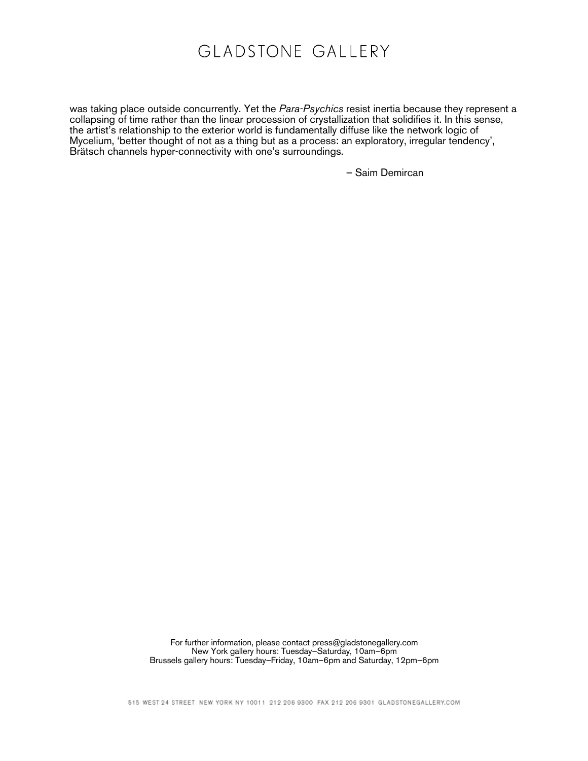was taking place outside concurrently. Yet the *Para-Psychics* resist inertia because they represent a collapsing of time rather than the linear procession of crystallization that solidifies it. In this sense, the artist's relationship to the exterior world is fundamentally diffuse like the network logic of Mycelium, 'better thought of not as a thing but as a process: an exploratory, irregular tendency', Brätsch channels hyper-connectivity with one's surroundings.

– Saim Demircan

For further information, please contact press@gladstonegallery.com
New York gallery hours: Tuesday–Saturday, 10am–6pm
Brussels gallery hours: Tuesday–Friday, 10am–6pm and Saturday, 12pm–6pm